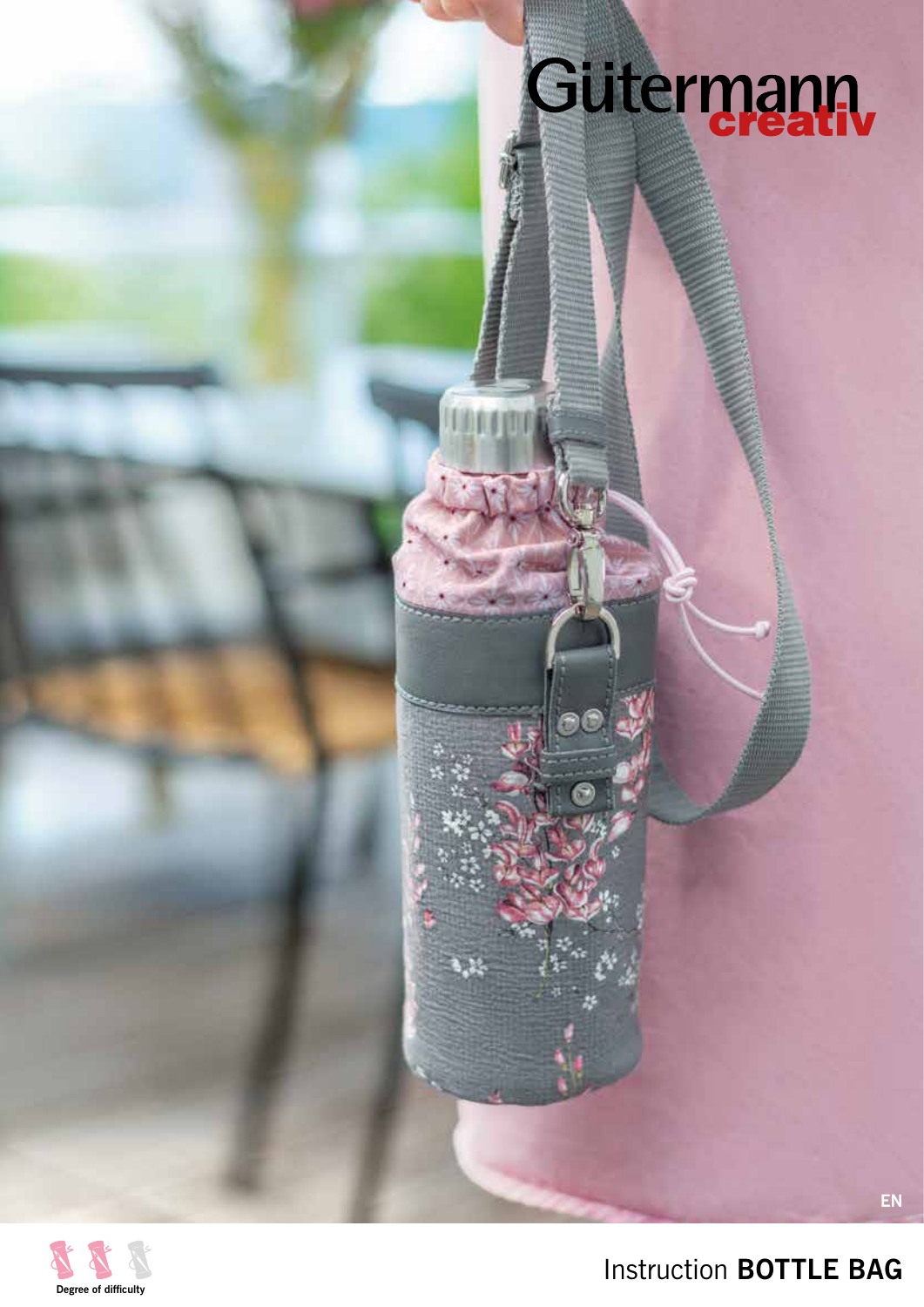Gütermann creativ

EN

Degree of difficulty

# Instruction **BOTTLE BAG**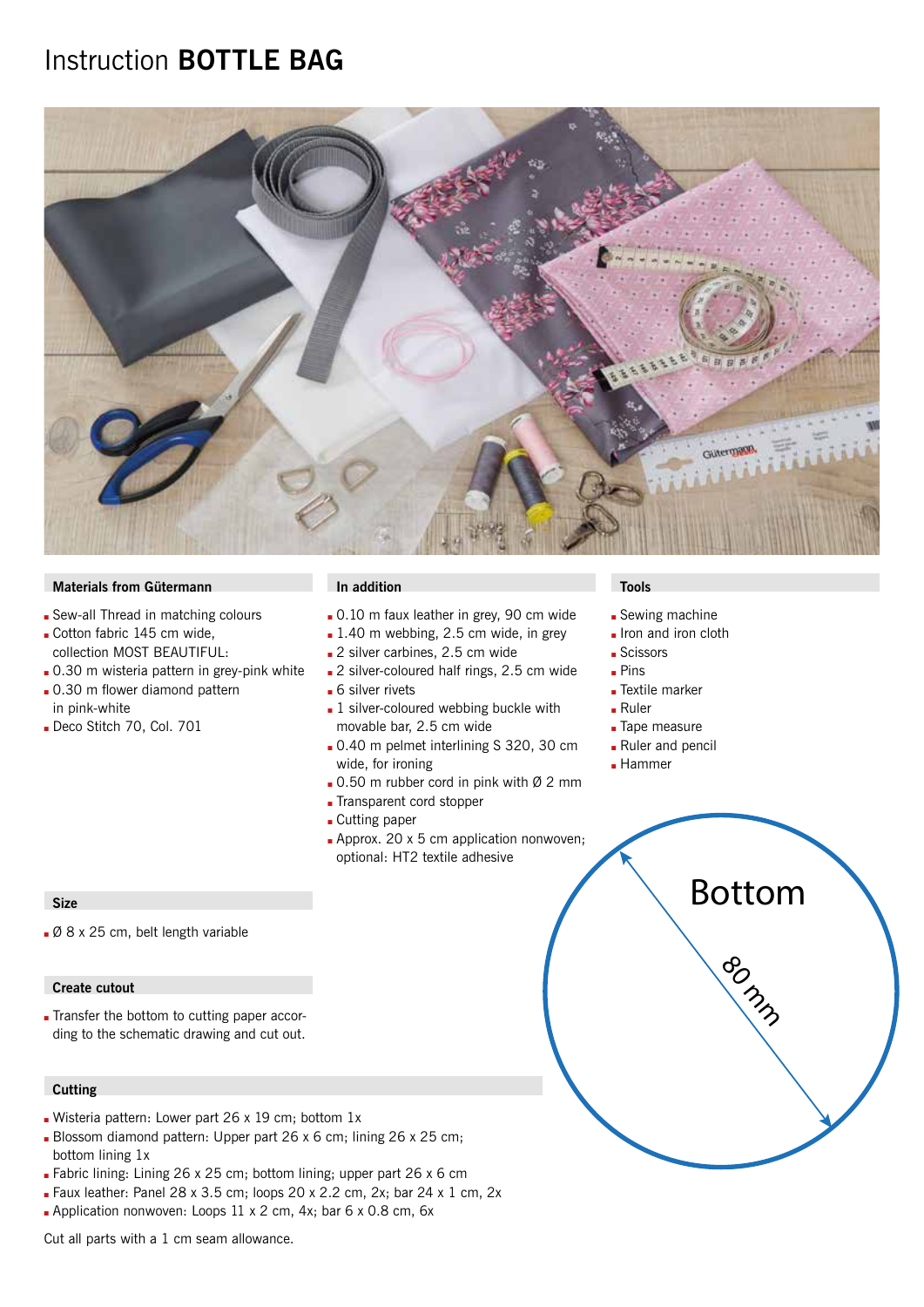# Instruction **BOTTLE BAG**

### Materials from Gütermann

- Sew-all Thread in matching colours
- Cotton fabric 145 cm wide, collection MOST BEAUTIFUL:
- 0.30 m wisteria pattern in grey-pink white
- 0.30 m flower diamond pattern in pink-white
- Deco Stitch 70, Col. 701

### In addition

- 0.10 m faux leather in grey, 90 cm wide
- 1.40 m webbing, 2.5 cm wide, in grey
- 2 silver carbines, 2.5 cm wide
- 2 silver-coloured half rings, 2.5 cm wide
- 6 silver rivets
- 1 silver-coloured webbing buckle with movable bar, 2.5 cm wide
- 0.40 m pelmet interlining S 320, 30 cm wide, for ironing
- 0.50 m rubber cord in pink with Ø 2 mm
- Transparent cord stopper
- Cutting paper
- Approx. 20 x 5 cm application nonwoven; optional: HT2 textile adhesive

### Tools

- Sewing machine
- Iron and iron cloth
- Scissors
- Pins
- Textile marker
- Ruler
- Tape measure
- Ruler and pencil
- Hammer

Bottom

80 mm

### Size

- Ø 8 x 25 cm, belt length variable

### Create cutout

- Transfer the bottom to cutting paper according to the schematic drawing and cut out.

### Cutting

- Wisteria pattern: Lower part 26 x 19 cm; bottom 1x
- Blossom diamond pattern: Upper part 26 x 6 cm; lining 26 x 25 cm; bottom lining 1x
- Fabric lining: Lining 26 x 25 cm; bottom lining; upper part 26 x 6 cm
- Faux leather: Panel 28 x 3.5 cm; loops 20 x 2.2 cm, 2x; bar 24 x 1 cm, 2x
- Application nonwoven: Loops 11 x 2 cm, 4x; bar 6 x 0.8 cm, 6x

Cut all parts with a 1 cm seam allowance.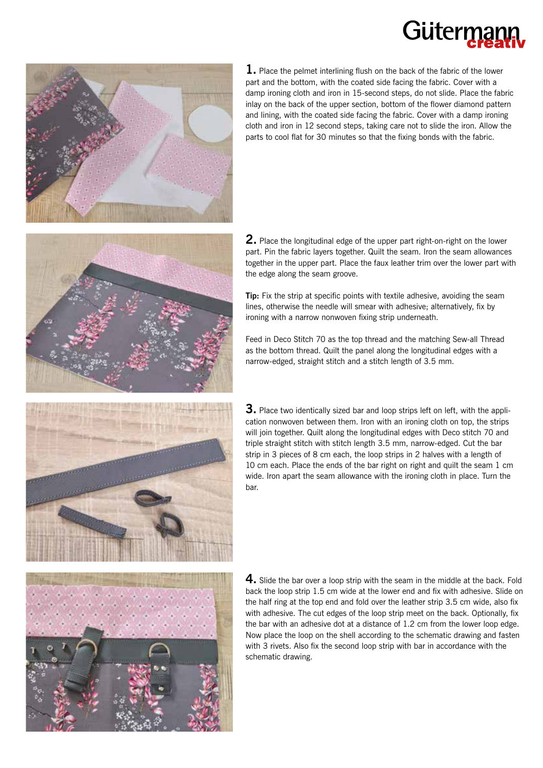**1.** Place the pelmet interlining flush on the back of the fabric of the lower part and the bottom, with the coated side facing the fabric. Cover with a damp ironing cloth and iron in 15-second steps, do not slide. Place the fabric inlay on the back of the upper section, bottom of the flower diamond pattern and lining, with the coated side facing the fabric. Cover with a damp ironing cloth and iron in 12 second steps, taking care not to slide the iron. Allow the parts to cool flat for 30 minutes so that the fixing bonds with the fabric.

**2.** Place the longitudinal edge of the upper part right-on-right on the lower part. Pin the fabric layers together. Quilt the seam. Iron the seam allowances together in the upper part. Place the faux leather trim over the lower part with the edge along the seam groove.

**Tip:** Fix the strip at specific points with textile adhesive, avoiding the seam lines, otherwise the needle will smear with adhesive; alternatively, fix by ironing with a narrow nonwoven fixing strip underneath.

Feed in Deco Stitch 70 as the top thread and the matching Sew-all Thread as the bottom thread. Quilt the panel along the longitudinal edges with a narrow-edged, straight stitch and a stitch length of 3.5 mm.

**3.** Place two identically sized bar and loop strips left on left, with the application nonwoven between them. Iron with an ironing cloth on top, the strips will join together. Quilt along the longitudinal edges with Deco stitch 70 and triple straight stitch with stitch length 3.5 mm, narrow-edged. Cut the bar strip in 3 pieces of 8 cm each, the loop strips in 2 halves with a length of 10 cm each. Place the ends of the bar right on right and quilt the seam 1 cm wide. Iron apart the seam allowance with the ironing cloth in place. Turn the bar.

**4.** Slide the bar over a loop strip with the seam in the middle at the back. Fold back the loop strip 1.5 cm wide at the lower end and fix with adhesive. Slide on the half ring at the top end and fold over the leather strip 3.5 cm wide, also fix with adhesive. The cut edges of the loop strip meet on the back. Optionally, fix the bar with an adhesive dot at a distance of 1.2 cm from the lower loop edge. Now place the loop on the shell according to the schematic drawing and fasten with 3 rivets. Also fix the second loop strip with bar in accordance with the schematic drawing.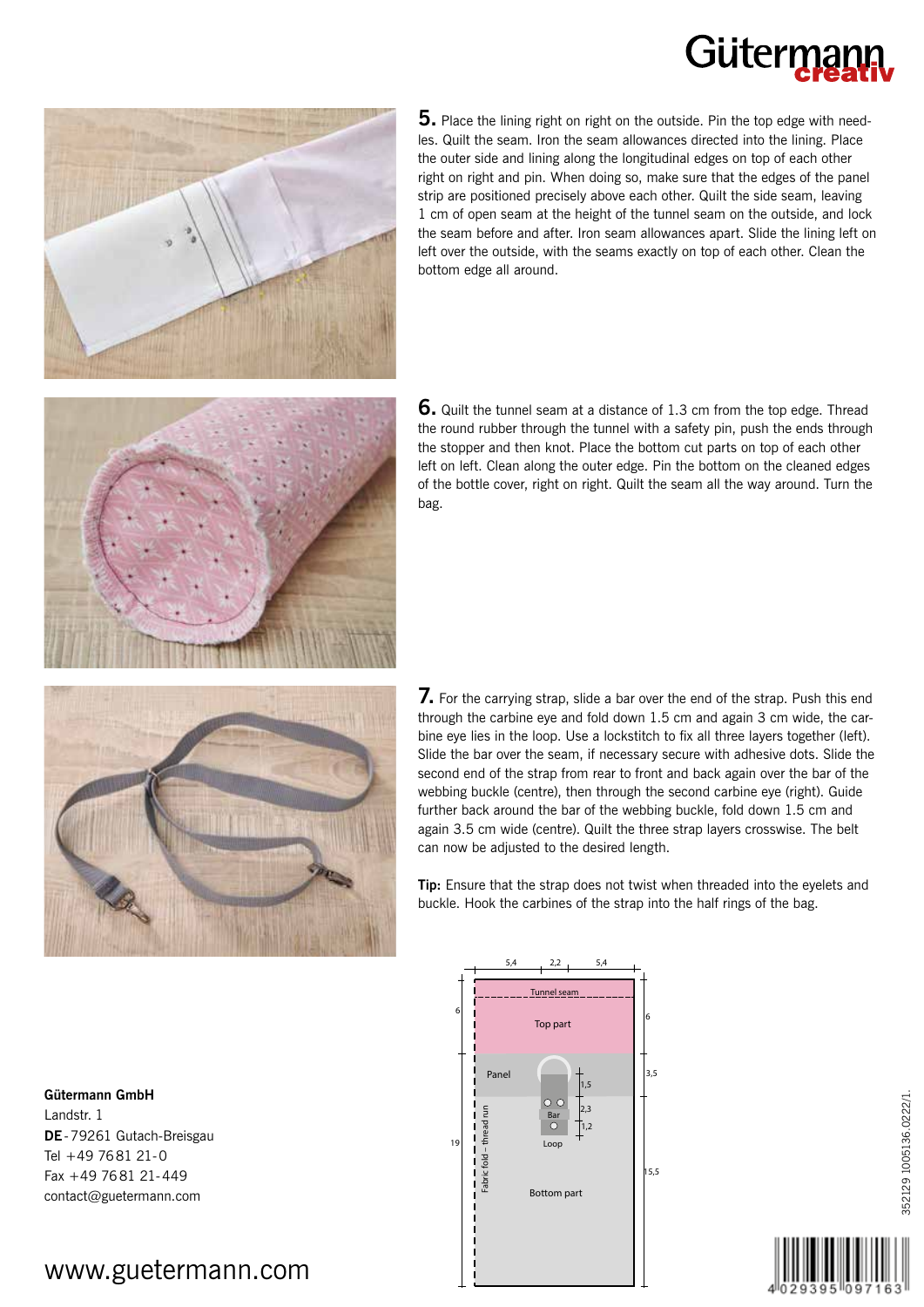**5.** Place the lining right on right on the outside. Pin the top edge with needles. Quilt the seam. Iron the seam allowances directed into the lining. Place the outer side and lining along the longitudinal edges on top of each other right on right and pin. When doing so, make sure that the edges of the panel strip are positioned precisely above each other. Quilt the side seam, leaving 1 cm of open seam at the height of the tunnel seam on the outside, and lock the seam before and after. Iron seam allowances apart. Slide the lining left on left over the outside, with the seams exactly on top of each other. Clean the bottom edge all around.

**6.** Quilt the tunnel seam at a distance of 1.3 cm from the top edge. Thread the round rubber through the tunnel with a safety pin, push the ends through the stopper and then knot. Place the bottom cut parts on top of each other left on left. Clean along the outer edge. Pin the bottom on the cleaned edges of the bottle cover, right on right. Quilt the seam all the way around. Turn the bag.

**7.** For the carrying strap, slide a bar over the end of the strap. Push this end through the carbine eye and fold down 1.5 cm and again 3 cm wide, the carbine eye lies in the loop. Use a lockstitch to fix all three layers together (left). Slide the bar over the seam, if necessary secure with adhesive dots. Slide the second end of the strap from rear to front and back again over the bar of the webbing buckle (centre), then through the second carbine eye (right). Guide further back around the bar of the webbing buckle, fold down 1.5 cm and again 3.5 cm wide (centre). Quilt the three strap layers crosswise. The belt can now be adjusted to the desired length.

**Tip:** Ensure that the strap does not twist when threaded into the eyelets and buckle. Hook the carbines of the strap into the half rings of the bag.

5,4
2,2
5,4
Tunnel seam
6
Top part
6
Panel
3,5
1,5
2,3
Bar
1,2
Loop
19
Fabric fold – thread run
15,5
Bottom part

**Gütermann GmbH**
Landstr. 1
**DE**-79261 Gutach-Breisgau
Tel +49 7681 21-0
Fax +49 7681 21-449
contact@guetermann.com

www.guetermann.com

352129 1005136.0222/1.